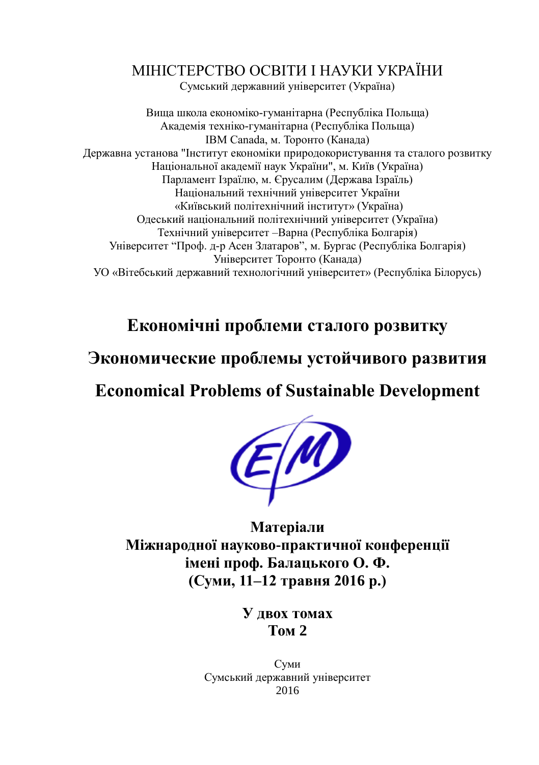МІНІСТЕРСТВО ОСВІТИ І НАУКИ УКРАЇНИ
Сумський державний університет (Україна)

Вища школа економіко-гуманітарна (Республіка Польща)
Академія техніко-гуманітарна (Республіка Польща)
IBM Canada, м. Торонто (Канада)
Державна установа "Інститут економіки природокористування та сталого розвитку Національної академії наук України", м. Київ (Україна)
Парламент Ізраїлю, м. Єрусалим (Держава Ізраїль)
Національний технічний університет України «Київський політехнічний інститут» (Україна)
Одеський національний політехнічний університет (Україна)
Технічний університет –Варна (Республіка Болгарія)
Університет "Проф. д-р Асен Златаров", м. Бургас (Республіка Болгарія)
Університет Торонто (Канада)
УО «Вітебський державний технологічний університет» (Республіка Білорусь)

# Економічні проблеми сталого розвитку

# Экономические проблемы устойчивого развития

# Economical Problems of Sustainable Development

**Матеріали**
**Міжнародної науково-практичної конференції**
**імені проф. Балацького О. Ф.**
**(Суми, 11–12 травня 2016 р.)**

**У двох томах**
**Том 2**

Суми
Сумський державний університет
2016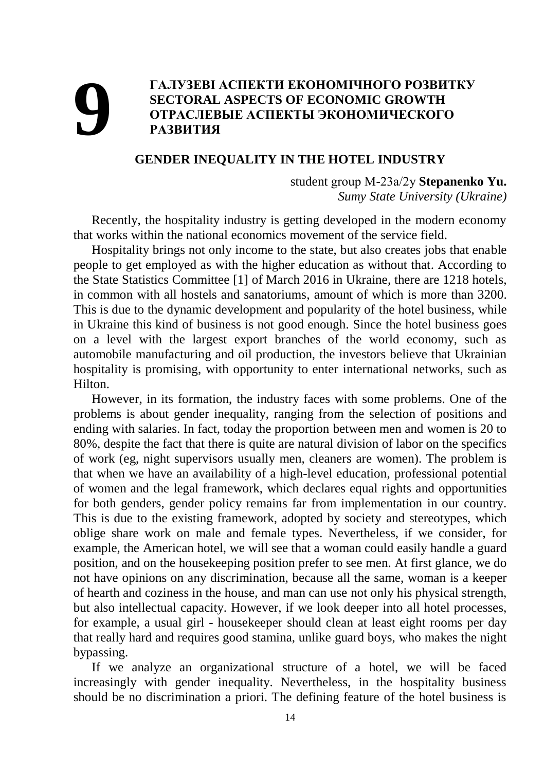# 9

**ГАЛУЗЕВІ АСПЕКТИ ЕКОНОМІЧНОГО РОЗВИТКУ**
**SECTORAL ASPECTS OF ECONOMIC GROWTH**
**ОТРАСЛЕВЫЕ АСПЕКТЫ ЭКОНОМИЧЕСКОГО РАЗВИТИЯ**

## GENDER INEQUALITY IN THE HOTEL INDUSTRY

student group M-23a/2y **Stepanenko Yu.**
*Sumy State University (Ukraine)*

Recently, the hospitality industry is getting developed in the modern economy that works within the national economics movement of the service field.

Hospitality brings not only income to the state, but also creates jobs that enable people to get employed as with the higher education as without that. According to the State Statistics Committee [1] of March 2016 in Ukraine, there are 1218 hotels, in common with all hostels and sanatoriums, amount of which is more than 3200. This is due to the dynamic development and popularity of the hotel business, while in Ukraine this kind of business is not good enough. Since the hotel business goes on a level with the largest export branches of the world economy, such as automobile manufacturing and oil production, the investors believe that Ukrainian hospitality is promising, with opportunity to enter international networks, such as Hilton.

However, in its formation, the industry faces with some problems. One of the problems is about gender inequality, ranging from the selection of positions and ending with salaries. In fact, today the proportion between men and women is 20 to 80%, despite the fact that there is quite are natural division of labor on the specifics of work (eg, night supervisors usually men, cleaners are women). The problem is that when we have an availability of a high-level education, professional potential of women and the legal framework, which declares equal rights and opportunities for both genders, gender policy remains far from implementation in our country. This is due to the existing framework, adopted by society and stereotypes, which oblige share work on male and female types. Nevertheless, if we consider, for example, the American hotel, we will see that a woman could easily handle a guard position, and on the housekeeping position prefer to see men. At first glance, we do not have opinions on any discrimination, because all the same, woman is a keeper of hearth and coziness in the house, and man can use not only his physical strength, but also intellectual capacity. However, if we look deeper into all hotel processes, for example, a usual girl - housekeeper should clean at least eight rooms per day that really hard and requires good stamina, unlike guard boys, who makes the night bypassing.

If we analyze an organizational structure of a hotel, we will be faced increasingly with gender inequality. Nevertheless, in the hospitality business should be no discrimination a priori. The defining feature of the hotel business is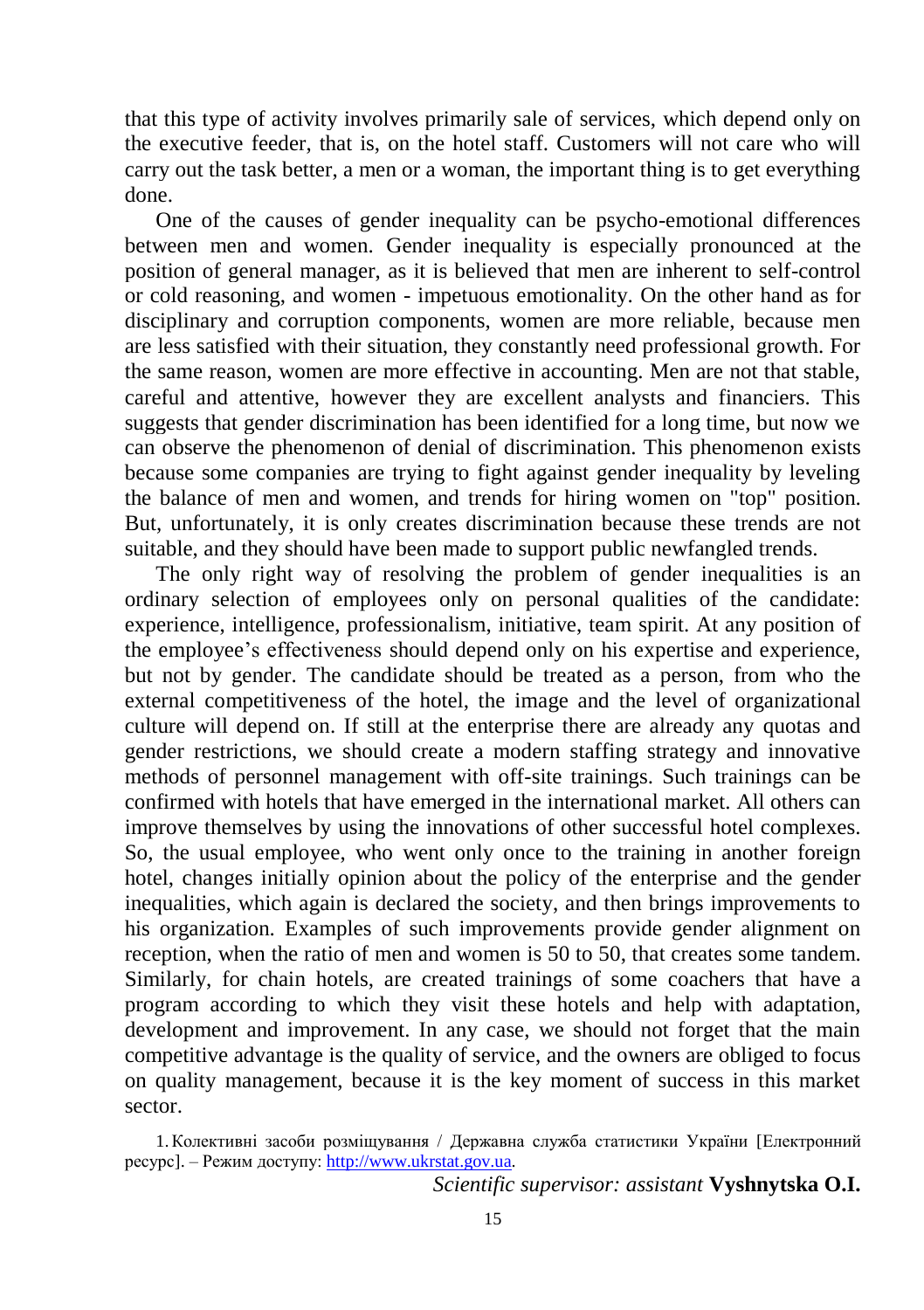that this type of activity involves primarily sale of services, which depend only on the executive feeder, that is, on the hotel staff. Customers will not care who will carry out the task better, a men or a woman, the important thing is to get everything done.

One of the causes of gender inequality can be psycho-emotional differences between men and women. Gender inequality is especially pronounced at the position of general manager, as it is believed that men are inherent to self-control or cold reasoning, and women - impetuous emotionality. On the other hand as for disciplinary and corruption components, women are more reliable, because men are less satisfied with their situation, they constantly need professional growth. For the same reason, women are more effective in accounting. Men are not that stable, careful and attentive, however they are excellent analysts and financiers. This suggests that gender discrimination has been identified for a long time, but now we can observe the phenomenon of denial of discrimination. This phenomenon exists because some companies are trying to fight against gender inequality by leveling the balance of men and women, and trends for hiring women on "top" position. But, unfortunately, it is only creates discrimination because these trends are not suitable, and they should have been made to support public newfangled trends.

The only right way of resolving the problem of gender inequalities is an ordinary selection of employees only on personal qualities of the candidate: experience, intelligence, professionalism, initiative, team spirit. At any position of the employee's effectiveness should depend only on his expertise and experience, but not by gender. The candidate should be treated as a person, from who the external competitiveness of the hotel, the image and the level of organizational culture will depend on. If still at the enterprise there are already any quotas and gender restrictions, we should create a modern staffing strategy and innovative methods of personnel management with off-site trainings. Such trainings can be confirmed with hotels that have emerged in the international market. All others can improve themselves by using the innovations of other successful hotel complexes. So, the usual employee, who went only once to the training in another foreign hotel, changes initially opinion about the policy of the enterprise and the gender inequalities, which again is declared the society, and then brings improvements to his organization. Examples of such improvements provide gender alignment on reception, when the ratio of men and women is 50 to 50, that creates some tandem. Similarly, for chain hotels, are created trainings of some coachers that have a program according to which they visit these hotels and help with adaptation, development and improvement. In any case, we should not forget that the main competitive advantage is the quality of service, and the owners are obliged to focus on quality management, because it is the key moment of success in this market sector.

1. Колективні засоби розміщування / Державна служба статистики України [Електронний ресурс]. – Режим доступу: http://www.ukrstat.gov.ua.

*Scientific supervisor: assistant* **Vyshnytska O.I.**